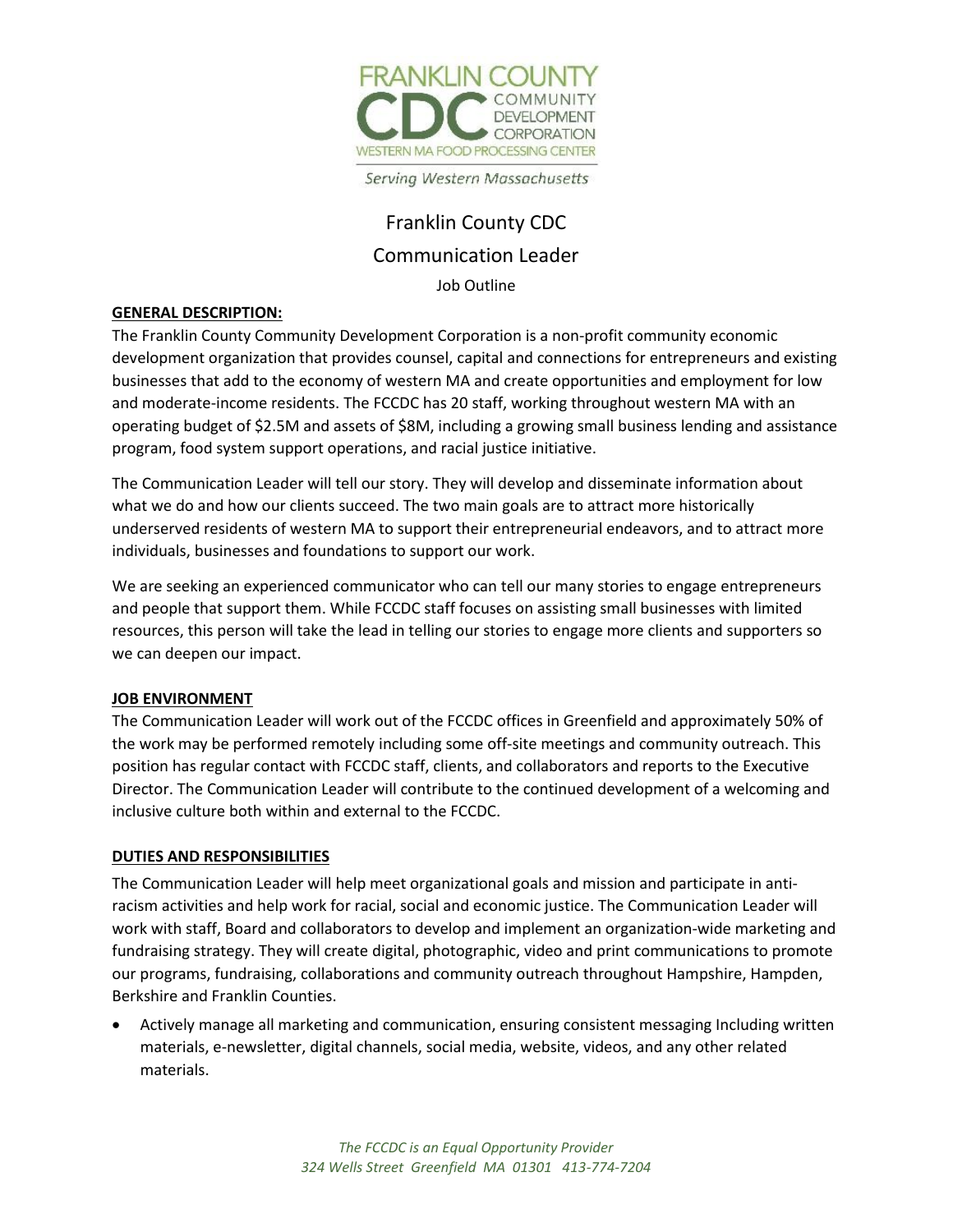FRANKLIN COUNTY CDC COMMUNITY DEVELOPMENT CORPORATION
WESTERN MA FOOD PROCESSING CENTER

*Serving Western Massachusetts*

# Franklin County CDC
## Communication Leader
Job Outline

**GENERAL DESCRIPTION:**

The Franklin County Community Development Corporation is a non-profit community economic development organization that provides counsel, capital and connections for entrepreneurs and existing businesses that add to the economy of western MA and create opportunities and employment for low and moderate-income residents. The FCCDC has 20 staff, working throughout western MA with an operating budget of $2.5M and assets of $8M, including a growing small business lending and assistance program, food system support operations, and racial justice initiative.

The Communication Leader will tell our story. They will develop and disseminate information about what we do and how our clients succeed. The two main goals are to attract more historically underserved residents of western MA to support their entrepreneurial endeavors, and to attract more individuals, businesses and foundations to support our work.

We are seeking an experienced communicator who can tell our many stories to engage entrepreneurs and people that support them. While FCCDC staff focuses on assisting small businesses with limited resources, this person will take the lead in telling our stories to engage more clients and supporters so we can deepen our impact.

**JOB ENVIRONMENT**

The Communication Leader will work out of the FCCDC offices in Greenfield and approximately 50% of the work may be performed remotely including some off-site meetings and community outreach. This position has regular contact with FCCDC staff, clients, and collaborators and reports to the Executive Director. The Communication Leader will contribute to the continued development of a welcoming and inclusive culture both within and external to the FCCDC.

**DUTIES AND RESPONSIBILITIES**

The Communication Leader will help meet organizational goals and mission and participate in anti-racism activities and help work for racial, social and economic justice. The Communication Leader will work with staff, Board and collaborators to develop and implement an organization-wide marketing and fundraising strategy. They will create digital, photographic, video and print communications to promote our programs, fundraising, collaborations and community outreach throughout Hampshire, Hampden, Berkshire and Franklin Counties.

- Actively manage all marketing and communication, ensuring consistent messaging Including written materials, e-newsletter, digital channels, social media, website, videos, and any other related materials.

*The FCCDC is an Equal Opportunity Provider*
*324 Wells Street Greenfield MA 01301 413-774-7204*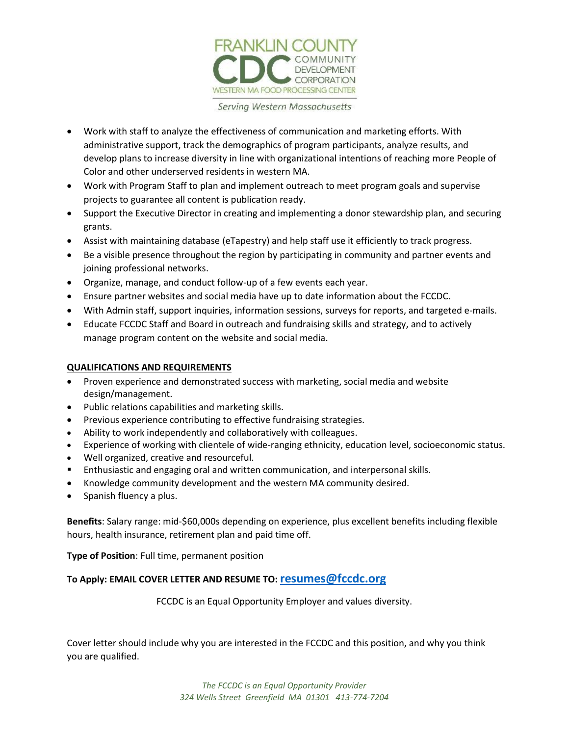- Work with staff to analyze the effectiveness of communication and marketing efforts. With administrative support, track the demographics of program participants, analyze results, and develop plans to increase diversity in line with organizational intentions of reaching more People of Color and other underserved residents in western MA.
- Work with Program Staff to plan and implement outreach to meet program goals and supervise projects to guarantee all content is publication ready.
- Support the Executive Director in creating and implementing a donor stewardship plan, and securing grants.
- Assist with maintaining database (eTapestry) and help staff use it efficiently to track progress.
- Be a visible presence throughout the region by participating in community and partner events and joining professional networks.
- Organize, manage, and conduct follow-up of a few events each year.
- Ensure partner websites and social media have up to date information about the FCCDC.
- With Admin staff, support inquiries, information sessions, surveys for reports, and targeted e-mails.
- Educate FCCDC Staff and Board in outreach and fundraising skills and strategy, and to actively manage program content on the website and social media.

**QUALIFICATIONS AND REQUIREMENTS**

- Proven experience and demonstrated success with marketing, social media and website design/management.
- Public relations capabilities and marketing skills.
- Previous experience contributing to effective fundraising strategies.
- Ability to work independently and collaboratively with colleagues.
- Experience of working with clientele of wide-ranging ethnicity, education level, socioeconomic status.
- Well organized, creative and resourceful.
- Enthusiastic and engaging oral and written communication, and interpersonal skills.
- Knowledge community development and the western MA community desired.
- Spanish fluency a plus.

**Benefits**: Salary range: mid-$60,000s depending on experience, plus excellent benefits including flexible hours, health insurance, retirement plan and paid time off.

**Type of Position**: Full time, permanent position

**To Apply: EMAIL COVER LETTER AND RESUME TO: resumes@fccdc.org**

FCCDC is an Equal Opportunity Employer and values diversity.

Cover letter should include why you are interested in the FCCDC and this position, and why you think you are qualified.

*The FCCDC is an Equal Opportunity Provider*
*324 Wells Street Greenfield MA 01301 413-774-7204*